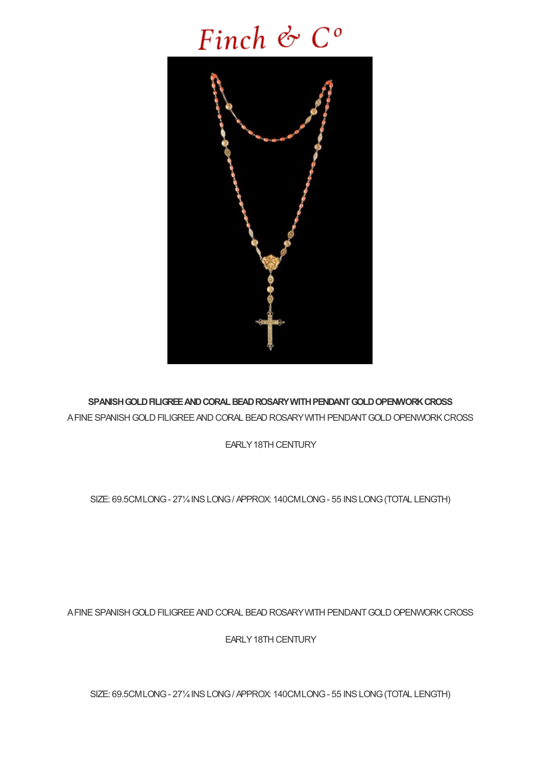# Finch & Co

**SPANISH GOLD FILIGREE AND CORAL BEAD ROSARY WITH PENDANT GOLD OPENWORK CROSS**

A FINE SPANISH GOLD FILIGREE AND CORAL BEAD ROSARY WITH PENDANT GOLD OPENWORK CROSS

EARLY 18TH CENTURY

SIZE: 69.5CM LONG - 27¼ INS LONG / APPROX: 140CM LONG - 55 INS LONG (TOTAL LENGTH)

A FINE SPANISH GOLD FILIGREE AND CORAL BEAD ROSARY WITH PENDANT GOLD OPENWORK CROSS

EARLY 18TH CENTURY

SIZE: 69.5CM LONG - 27¼ INS LONG / APPROX: 140CM LONG - 55 INS LONG (TOTAL LENGTH)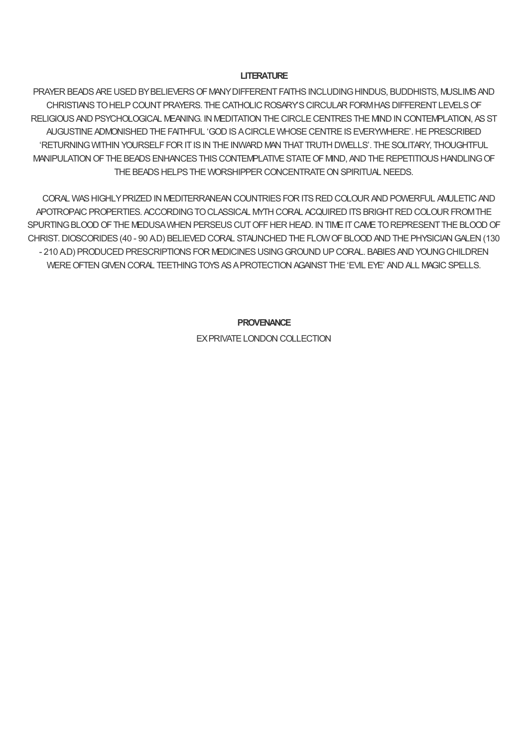**LITERATURE**

PRAYER BEADS ARE USED BY BELIEVERS OF MANY DIFFERENT FAITHS INCLUDING HINDUS, BUDDHISTS, MUSLIMS AND CHRISTIANS TO HELP COUNT PRAYERS. THE CATHOLIC ROSARY'S CIRCULAR FORM HAS DIFFERENT LEVELS OF RELIGIOUS AND PSYCHOLOGICAL MEANING. IN MEDITATION THE CIRCLE CENTRES THE MIND IN CONTEMPLATION, AS ST AUGUSTINE ADMONISHED THE FAITHFUL 'GOD IS A CIRCLE WHOSE CENTRE IS EVERYWHERE'. HE PRESCRIBED 'RETURNING WITHIN YOURSELF FOR IT IS IN THE INWARD MAN THAT TRUTH DWELLS'. THE SOLITARY, THOUGHTFUL MANIPULATION OF THE BEADS ENHANCES THIS CONTEMPLATIVE STATE OF MIND, AND THE REPETITIOUS HANDLING OF THE BEADS HELPS THE WORSHIPPER CONCENTRATE ON SPIRITUAL NEEDS.

CORAL WAS HIGHLY PRIZED IN MEDITERRANEAN COUNTRIES FOR ITS RED COLOUR AND POWERFUL AMULETIC AND APOTROPAIC PROPERTIES. ACCORDING TO CLASSICAL MYTH CORAL ACQUIRED ITS BRIGHT RED COLOUR FROM THE SPURTING BLOOD OF THE MEDUSA WHEN PERSEUS CUT OFF HER HEAD. IN TIME IT CAME TO REPRESENT THE BLOOD OF CHRIST. DIOSCORIDES (40 - 90 A.D) BELIEVED CORAL STAUNCHED THE FLOW OF BLOOD AND THE PHYSICIAN GALEN (130 - 210 A.D) PRODUCED PRESCRIPTIONS FOR MEDICINES USING GROUND UP CORAL. BABIES AND YOUNG CHILDREN WERE OFTEN GIVEN CORAL TEETHING TOYS AS A PROTECTION AGAINST THE 'EVIL EYE' AND ALL MAGIC SPELLS.

**PROVENANCE**

EX PRIVATE LONDON COLLECTION